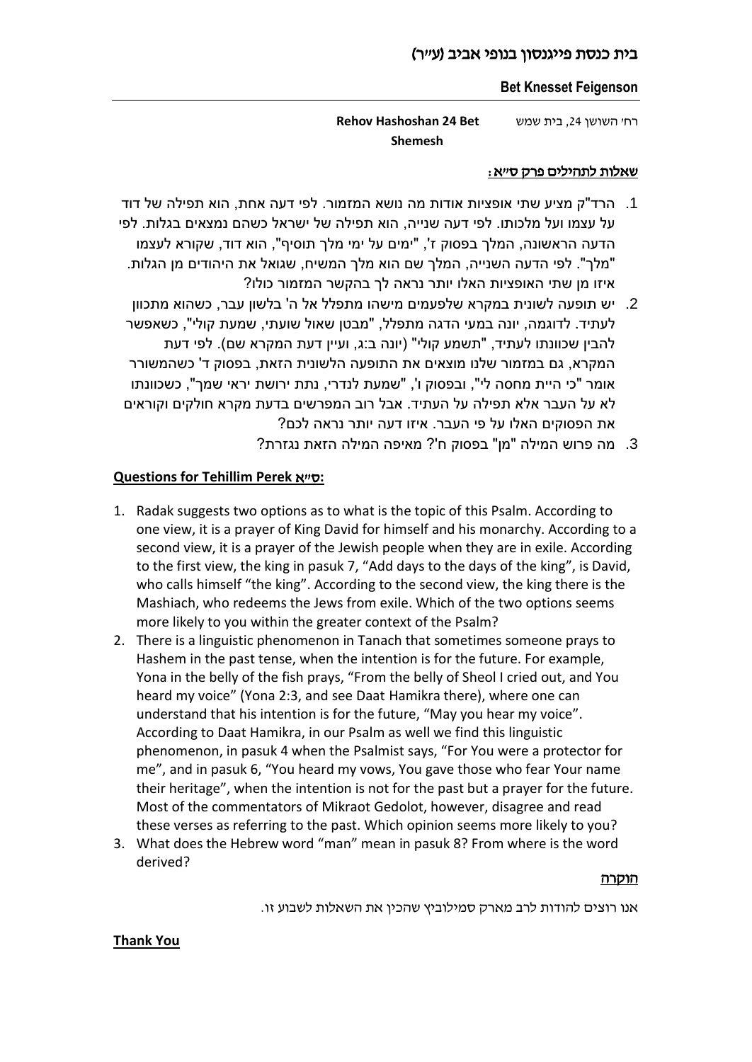# בית כנסת פייגנסון בנופי אביב (ע״ר)

**Bet Knesset Feigenson**

רח׳ השושן 24, בית שמש **Rehov Hashoshan 24 Bet Shemesh**

## שאלות לתהילים פרק ס״א:

1. הרד"ק מציע שתי אופציות אודות מה נושא המזמור. לפי דעה אחת, הוא תפילה של דוד על עצמו ועל מלכותו. לפי דעה שנייה, הוא תפילה של ישראל כשהם נמצאים בגלות. לפי הדעה הראשונה, המלך בפסוק ז', "ימים על ימי מלך תוסיף", הוא דוד, שקורא לעצמו "מלך". לפי הדעה השנייה, המלך שם הוא מלך המשיח, שגואל את היהודים מן הגלות. איזו מן שתי האופציות האלו יותר נראה לך בהקשר המזמור כולו?
2. יש תופעה לשונית במקרא שלפעמים מישהו מתפלל אל ה' בלשון עבר, כשהוא מתכוון לעתיד. לדוגמה, יונה במעי הדגה מתפלל, "מבטן שאול שועתי, שמעת קולי", כשאפשר להבין שכוונתו לעתיד, "תשמע קולי" (יונה ב:ג, ועיין דעת המקרא שם). לפי דעת המקרא, גם במזמור שלנו מוצאים את התופעה הלשונית הזאת, בפסוק ד' כשהמשורר אומר "כי היית מחסה לי", ובפסוק ו', "שמעת לנדרי, נתת ירושת יראי שמך", כשכוונתו לא על העבר אלא תפילה על העתיד. אבל רוב המפרשים בדעת מקרא חולקים וקוראים את הפסוקים האלו על פי העבר. איזו דעה יותר נראה לכם?
3. מה פרוש המילה "מן" בפסוק ח'? מאיפה המילה הזאת נגזרת?

## Questions for Tehillim Perek ס״א:

1. Radak suggests two options as to what is the topic of this Psalm. According to one view, it is a prayer of King David for himself and his monarchy. According to a second view, it is a prayer of the Jewish people when they are in exile. According to the first view, the king in pasuk 7, "Add days to the days of the king", is David, who calls himself "the king". According to the second view, the king there is the Mashiach, who redeems the Jews from exile. Which of the two options seems more likely to you within the greater context of the Psalm?
2. There is a linguistic phenomenon in Tanach that sometimes someone prays to Hashem in the past tense, when the intention is for the future. For example, Yona in the belly of the fish prays, "From the belly of Sheol I cried out, and You heard my voice" (Yona 2:3, and see Daat Hamikra there), where one can understand that his intention is for the future, "May you hear my voice". According to Daat Hamikra, in our Psalm as well we find this linguistic phenomenon, in pasuk 4 when the Psalmist says, "For You were a protector for me", and in pasuk 6, "You heard my vows, You gave those who fear Your name their heritage", when the intention is not for the past but a prayer for the future. Most of the commentators of Mikraot Gedolot, however, disagree and read these verses as referring to the past. Which opinion seems more likely to you?
3. What does the Hebrew word "man" mean in pasuk 8? From where is the word derived?

## הוקרה

אנו רוצים להודות לרב מארק סמילוביץ שהכין את השאלות לשבוע זו.

## Thank You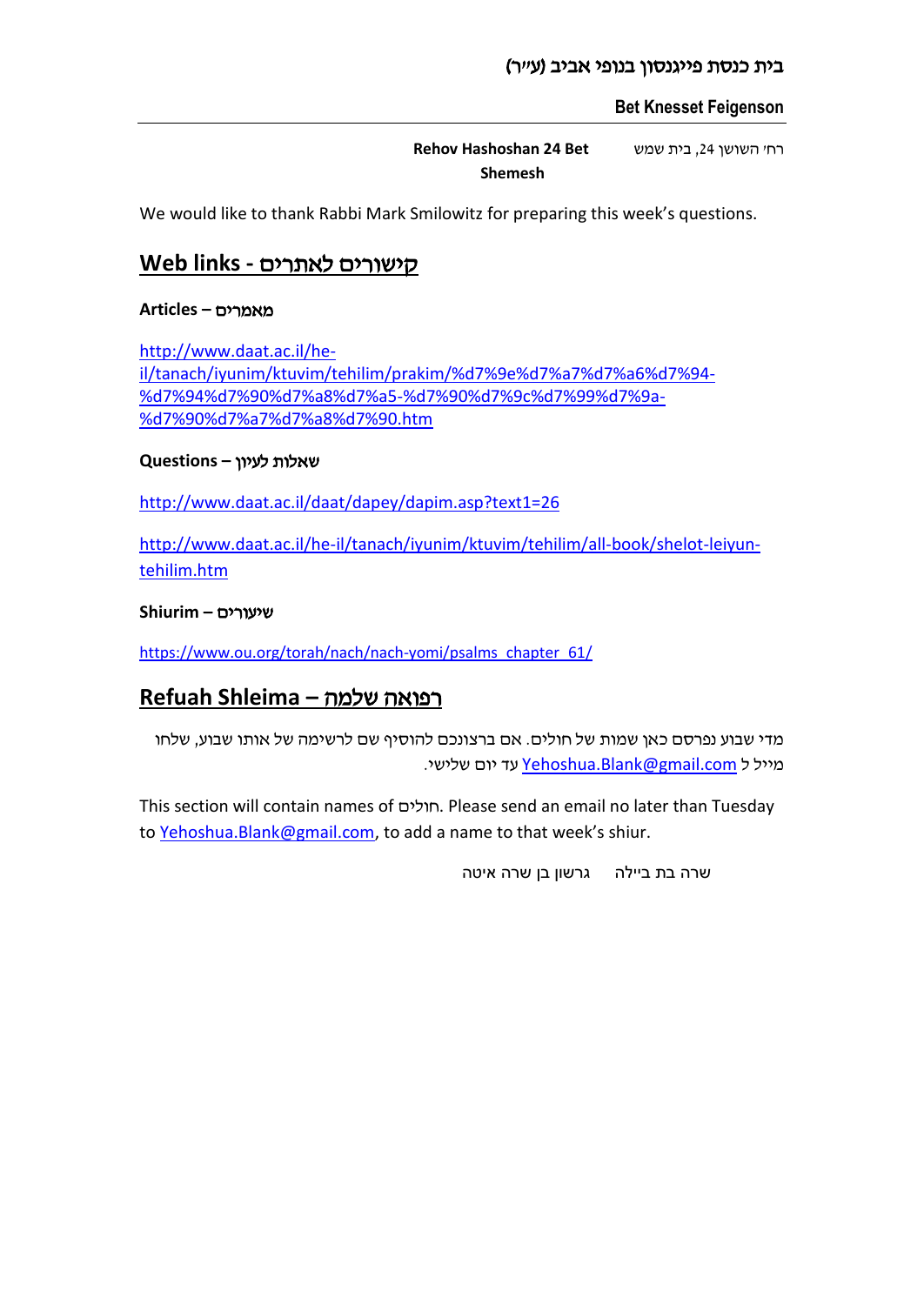## בית כנסת פייגנסון בנופי אביב (ע״ר)

**Bet Knesset Feigenson**

רח׳ השושן 24, בית שמש

**Rehov Hashoshan 24 Bet Shemesh**

We would like to thank Rabbi Mark Smilowitz for preparing this week's questions.

## Web links - קישורים לאתרים

**Articles – מאמרים**

http://www.daat.ac.il/he-il/tanach/iyunim/ktuvim/tehilim/prakim/%d7%9e%d7%a7%d7%a6%d7%94-%d7%94%d7%90%d7%a8%d7%a5-%d7%90%d7%9c%d7%99%d7%9a-%d7%90%d7%a7%d7%a8%d7%90.htm

**Questions – שאלות לעיון**

http://www.daat.ac.il/daat/dapey/dapim.asp?text1=26

http://www.daat.ac.il/he-il/tanach/iyunim/ktuvim/tehilim/all-book/shelot-leiyun-tehilim.htm

**Shiurim – שיעורים**

https://www.ou.org/torah/nach/nach-yomi/psalms_chapter_61/

## Refuah Shleima – רפואה שלמה

מדי שבוע נפרסם כאן שמות של חולים. אם ברצונכם להוסיף שם לרשימה של אותו שבוע, שלחו מייל ל Yehoshua.Blank@gmail.com עד יום שלישי.

This section will contain names of חולים. Please send an email no later than Tuesday to Yehoshua.Blank@gmail.com, to add a name to that week's shiur.

שרה בת ביילה    גרשון בן שרה איטה